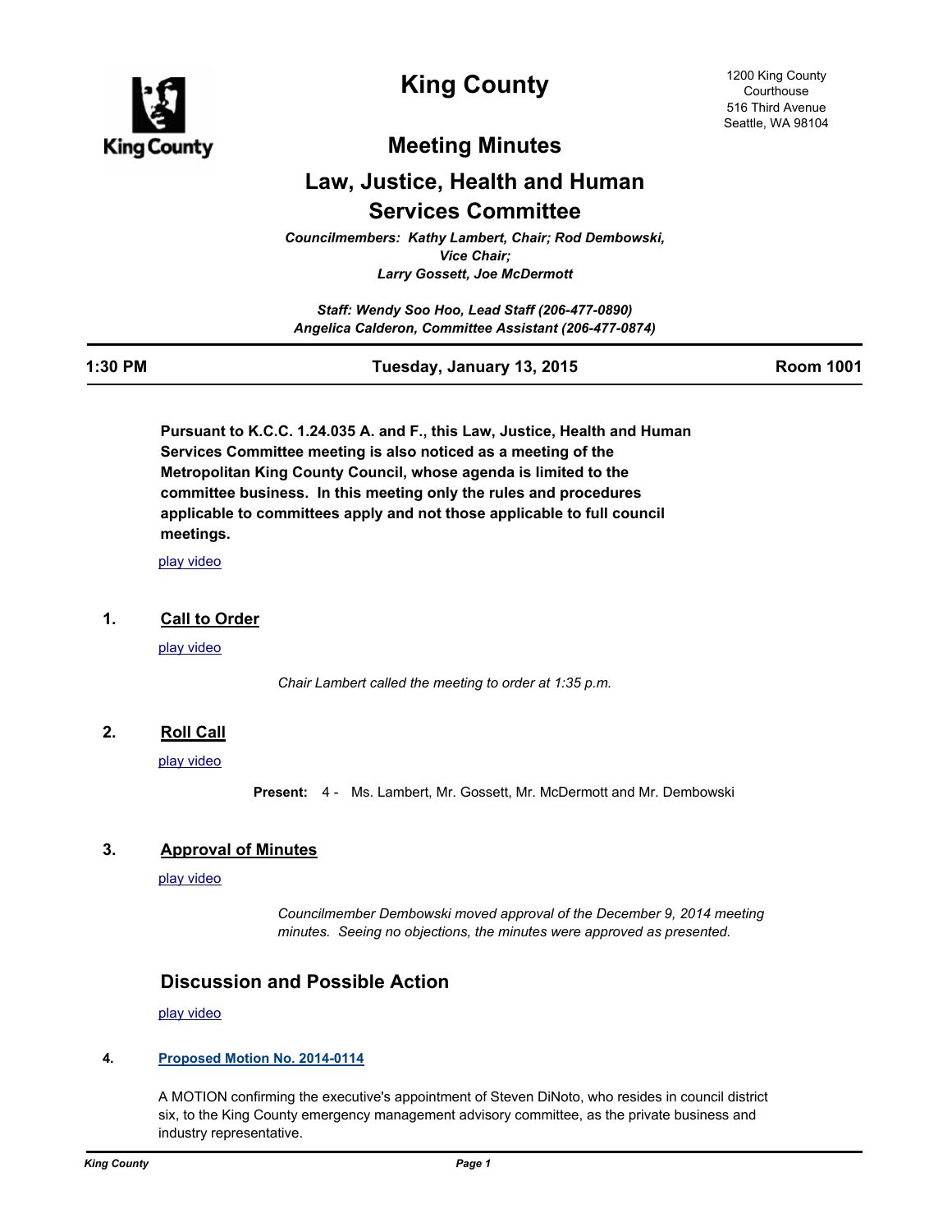# King County

1200 King County Courthouse
516 Third Avenue
Seattle, WA 98104

## Meeting Minutes

## Law, Justice, Health and Human Services Committee

*Councilmembers: Kathy Lambert, Chair; Rod Dembowski, Vice Chair; Larry Gossett, Joe McDermott*

*Staff: Wendy Soo Hoo, Lead Staff (206-477-0890)*
*Angelica Calderon, Committee Assistant (206-477-0874)*

**1:30 PM** | **Tuesday, January 13, 2015** | **Room 1001**

**Pursuant to K.C.C. 1.24.035 A. and F., this Law, Justice, Health and Human Services Committee meeting is also noticed as a meeting of the Metropolitan King County Council, whose agenda is limited to the committee business. In this meeting only the rules and procedures applicable to committees apply and not those applicable to full council meetings.**

play video

### 1. Call to Order

play video

*Chair Lambert called the meeting to order at 1:35 p.m.*

### 2. Roll Call

play video

**Present:** 4 - Ms. Lambert, Mr. Gossett, Mr. McDermott and Mr. Dembowski

### 3. Approval of Minutes

play video

*Councilmember Dembowski moved approval of the December 9, 2014 meeting minutes. Seeing no objections, the minutes were approved as presented.*

## Discussion and Possible Action

play video

### 4. Proposed Motion No. 2014-0114

A MOTION confirming the executive's appointment of Steven DiNoto, who resides in council district six, to the King County emergency management advisory committee, as the private business and industry representative.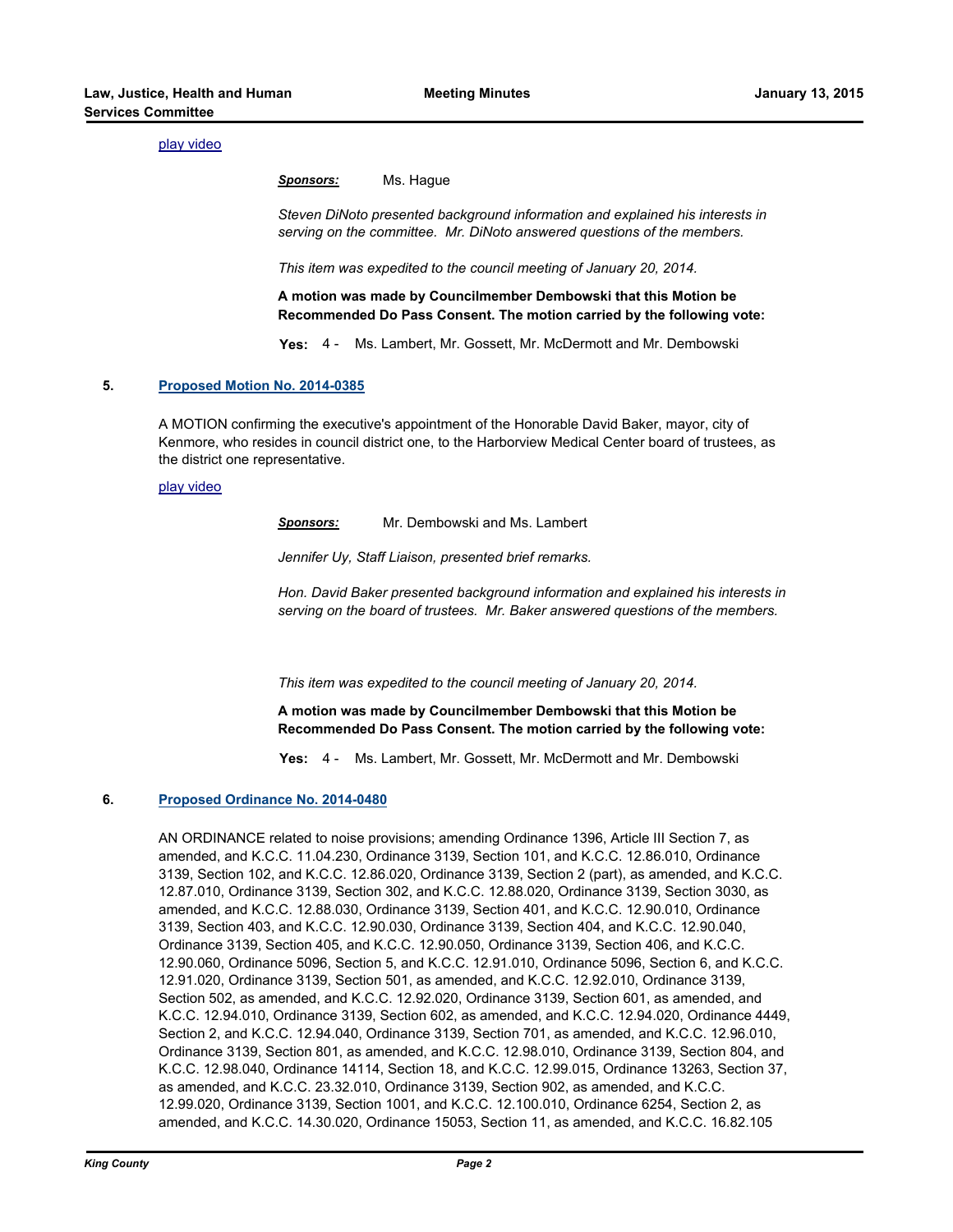[play video](#)

***Sponsors:*** Ms. Hague

*Steven DiNoto presented background information and explained his interests in serving on the committee. Mr. DiNoto answered questions of the members.*

*This item was expedited to the council meeting of January 20, 2014.*

**A motion was made by Councilmember Dembowski that this Motion be Recommended Do Pass Consent. The motion carried by the following vote:**

**Yes:** 4 - Ms. Lambert, Mr. Gossett, Mr. McDermott and Mr. Dembowski

**5. [Proposed Motion No. 2014-0385](#)**

A MOTION confirming the executive's appointment of the Honorable David Baker, mayor, city of Kenmore, who resides in council district one, to the Harborview Medical Center board of trustees, as the district one representative.

[play video](#)

***Sponsors:*** Mr. Dembowski and Ms. Lambert

*Jennifer Uy, Staff Liaison, presented brief remarks.*

*Hon. David Baker presented background information and explained his interests in serving on the board of trustees. Mr. Baker answered questions of the members.*

*This item was expedited to the council meeting of January 20, 2014.*

**A motion was made by Councilmember Dembowski that this Motion be Recommended Do Pass Consent. The motion carried by the following vote:**

**Yes:** 4 - Ms. Lambert, Mr. Gossett, Mr. McDermott and Mr. Dembowski

**6. [Proposed Ordinance No. 2014-0480](#)**

AN ORDINANCE related to noise provisions; amending Ordinance 1396, Article III Section 7, as amended, and K.C.C. 11.04.230, Ordinance 3139, Section 101, and K.C.C. 12.86.010, Ordinance 3139, Section 102, and K.C.C. 12.86.020, Ordinance 3139, Section 2 (part), as amended, and K.C.C. 12.87.010, Ordinance 3139, Section 302, and K.C.C. 12.88.020, Ordinance 3139, Section 3030, as amended, and K.C.C. 12.88.030, Ordinance 3139, Section 401, and K.C.C. 12.90.010, Ordinance 3139, Section 403, and K.C.C. 12.90.030, Ordinance 3139, Section 404, and K.C.C. 12.90.040, Ordinance 3139, Section 405, and K.C.C. 12.90.050, Ordinance 3139, Section 406, and K.C.C. 12.90.060, Ordinance 5096, Section 5, and K.C.C. 12.91.010, Ordinance 5096, Section 6, and K.C.C. 12.91.020, Ordinance 3139, Section 501, as amended, and K.C.C. 12.92.010, Ordinance 3139, Section 502, as amended, and K.C.C. 12.92.020, Ordinance 3139, Section 601, as amended, and K.C.C. 12.94.010, Ordinance 3139, Section 602, as amended, and K.C.C. 12.94.020, Ordinance 4449, Section 2, and K.C.C. 12.94.040, Ordinance 3139, Section 701, as amended, and K.C.C. 12.96.010, Ordinance 3139, Section 801, as amended, and K.C.C. 12.98.010, Ordinance 3139, Section 804, and K.C.C. 12.98.040, Ordinance 14114, Section 18, and K.C.C. 12.99.015, Ordinance 13263, Section 37, as amended, and K.C.C. 23.32.010, Ordinance 3139, Section 902, as amended, and K.C.C. 12.99.020, Ordinance 3139, Section 1001, and K.C.C. 12.100.010, Ordinance 6254, Section 2, as amended, and K.C.C. 14.30.020, Ordinance 15053, Section 11, as amended, and K.C.C. 16.82.105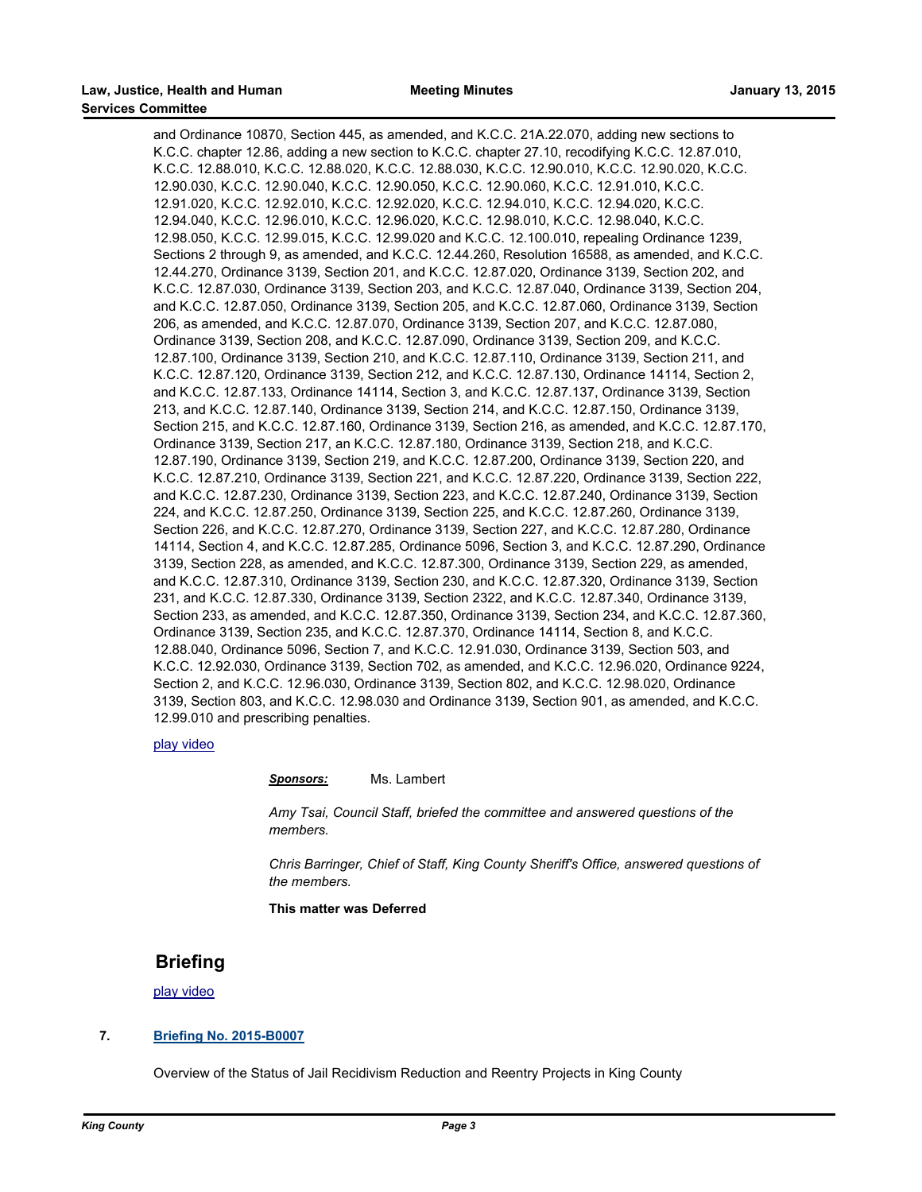and Ordinance 10870, Section 445, as amended, and K.C.C. 21A.22.070, adding new sections to K.C.C. chapter 12.86, adding a new section to K.C.C. chapter 27.10, recodifying K.C.C. 12.87.010, K.C.C. 12.88.010, K.C.C. 12.88.020, K.C.C. 12.88.030, K.C.C. 12.90.010, K.C.C. 12.90.020, K.C.C. 12.90.030, K.C.C. 12.90.040, K.C.C. 12.90.050, K.C.C. 12.90.060, K.C.C. 12.91.010, K.C.C. 12.91.020, K.C.C. 12.92.010, K.C.C. 12.92.020, K.C.C. 12.94.010, K.C.C. 12.94.020, K.C.C. 12.94.040, K.C.C. 12.96.010, K.C.C. 12.96.020, K.C.C. 12.98.010, K.C.C. 12.98.040, K.C.C. 12.98.050, K.C.C. 12.99.015, K.C.C. 12.99.020 and K.C.C. 12.100.010, repealing Ordinance 1239, Sections 2 through 9, as amended, and K.C.C. 12.44.260, Resolution 16588, as amended, and K.C.C. 12.44.270, Ordinance 3139, Section 201, and K.C.C. 12.87.020, Ordinance 3139, Section 202, and K.C.C. 12.87.030, Ordinance 3139, Section 203, and K.C.C. 12.87.040, Ordinance 3139, Section 204, and K.C.C. 12.87.050, Ordinance 3139, Section 205, and K.C.C. 12.87.060, Ordinance 3139, Section 206, as amended, and K.C.C. 12.87.070, Ordinance 3139, Section 207, and K.C.C. 12.87.080, Ordinance 3139, Section 208, and K.C.C. 12.87.090, Ordinance 3139, Section 209, and K.C.C. 12.87.100, Ordinance 3139, Section 210, and K.C.C. 12.87.110, Ordinance 3139, Section 211, and K.C.C. 12.87.120, Ordinance 3139, Section 212, and K.C.C. 12.87.130, Ordinance 14114, Section 2, and K.C.C. 12.87.133, Ordinance 14114, Section 3, and K.C.C. 12.87.137, Ordinance 3139, Section 213, and K.C.C. 12.87.140, Ordinance 3139, Section 214, and K.C.C. 12.87.150, Ordinance 3139, Section 215, and K.C.C. 12.87.160, Ordinance 3139, Section 216, as amended, and K.C.C. 12.87.170, Ordinance 3139, Section 217, an K.C.C. 12.87.180, Ordinance 3139, Section 218, and K.C.C. 12.87.190, Ordinance 3139, Section 219, and K.C.C. 12.87.200, Ordinance 3139, Section 220, and K.C.C. 12.87.210, Ordinance 3139, Section 221, and K.C.C. 12.87.220, Ordinance 3139, Section 222, and K.C.C. 12.87.230, Ordinance 3139, Section 223, and K.C.C. 12.87.240, Ordinance 3139, Section 224, and K.C.C. 12.87.250, Ordinance 3139, Section 225, and K.C.C. 12.87.260, Ordinance 3139, Section 226, and K.C.C. 12.87.270, Ordinance 3139, Section 227, and K.C.C. 12.87.280, Ordinance 14114, Section 4, and K.C.C. 12.87.285, Ordinance 5096, Section 3, and K.C.C. 12.87.290, Ordinance 3139, Section 228, as amended, and K.C.C. 12.87.300, Ordinance 3139, Section 229, as amended, and K.C.C. 12.87.310, Ordinance 3139, Section 230, and K.C.C. 12.87.320, Ordinance 3139, Section 231, and K.C.C. 12.87.330, Ordinance 3139, Section 2322, and K.C.C. 12.87.340, Ordinance 3139, Section 233, as amended, and K.C.C. 12.87.350, Ordinance 3139, Section 234, and K.C.C. 12.87.360, Ordinance 3139, Section 235, and K.C.C. 12.87.370, Ordinance 14114, Section 8, and K.C.C. 12.88.040, Ordinance 5096, Section 7, and K.C.C. 12.91.030, Ordinance 3139, Section 503, and K.C.C. 12.92.030, Ordinance 3139, Section 702, as amended, and K.C.C. 12.96.020, Ordinance 9224, Section 2, and K.C.C. 12.96.030, Ordinance 3139, Section 802, and K.C.C. 12.98.020, Ordinance 3139, Section 803, and K.C.C. 12.98.030 and Ordinance 3139, Section 901, as amended, and K.C.C. 12.99.010 and prescribing penalties.

play video

***Sponsors:*** Ms. Lambert

*Amy Tsai, Council Staff, briefed the committee and answered questions of the members.*

*Chris Barringer, Chief of Staff, King County Sheriff's Office, answered questions of the members.*

**This matter was Deferred**

## Briefing

play video

**7. Briefing No. 2015-B0007**

Overview of the Status of Jail Recidivism Reduction and Reentry Projects in King County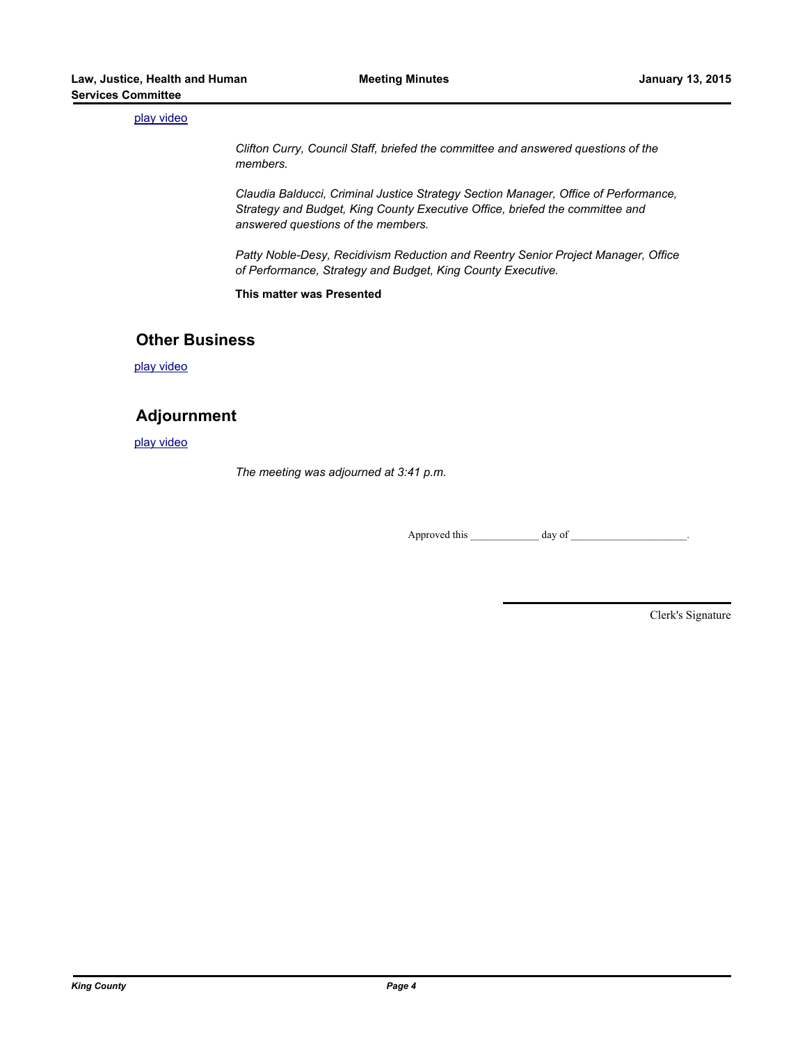play video

*Clifton Curry, Council Staff, briefed the committee and answered questions of the members.*

*Claudia Balducci, Criminal Justice Strategy Section Manager, Office of Performance, Strategy and Budget, King County Executive Office, briefed the committee and answered questions of the members.*

*Patty Noble-Desy, Recidivism Reduction and Reentry Senior Project Manager, Office of Performance, Strategy and Budget, King County Executive.*

**This matter was Presented**

## Other Business

play video

## Adjournment

play video

*The meeting was adjourned at 3:41 p.m.*

Approved this _____________ day of _____________________.

Clerk's Signature